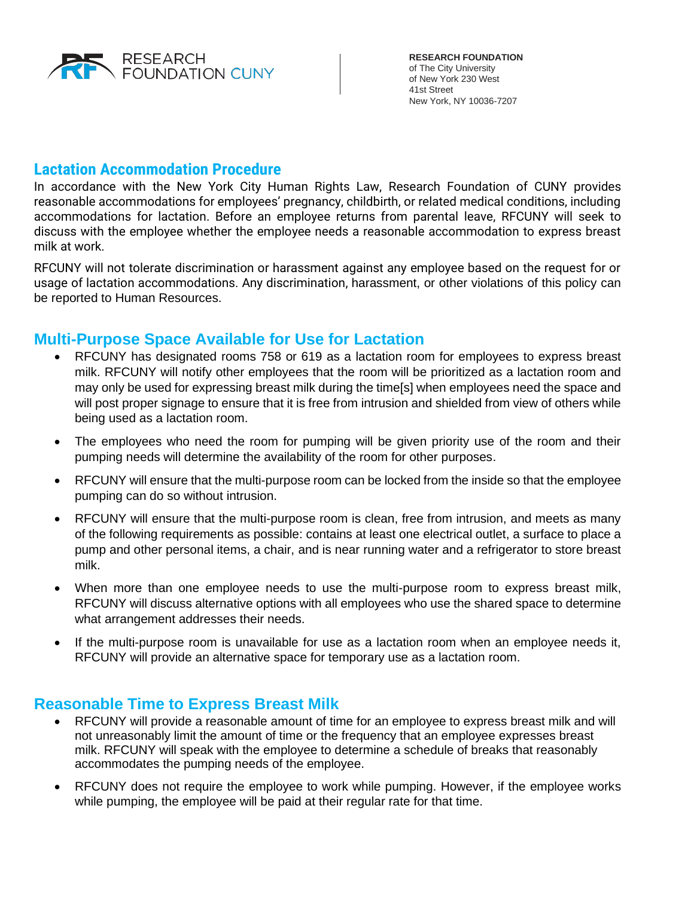RESEARCH FOUNDATION CUNY

**RESEARCH FOUNDATION**
of The City University
of New York 230 West
41st Street
New York, NY 10036-7207

## Lactation Accommodation Procedure

In accordance with the New York City Human Rights Law, Research Foundation of CUNY provides reasonable accommodations for employees' pregnancy, childbirth, or related medical conditions, including accommodations for lactation. Before an employee returns from parental leave, RFCUNY will seek to discuss with the employee whether the employee needs a reasonable accommodation to express breast milk at work.

RFCUNY will not tolerate discrimination or harassment against any employee based on the request for or usage of lactation accommodations. Any discrimination, harassment, or other violations of this policy can be reported to Human Resources.

## Multi-Purpose Space Available for Use for Lactation

- RFCUNY has designated rooms 758 or 619 as a lactation room for employees to express breast milk. RFCUNY will notify other employees that the room will be prioritized as a lactation room and may only be used for expressing breast milk during the time[s] when employees need the space and will post proper signage to ensure that it is free from intrusion and shielded from view of others while being used as a lactation room.
- The employees who need the room for pumping will be given priority use of the room and their pumping needs will determine the availability of the room for other purposes.
- RFCUNY will ensure that the multi-purpose room can be locked from the inside so that the employee pumping can do so without intrusion.
- RFCUNY will ensure that the multi-purpose room is clean, free from intrusion, and meets as many of the following requirements as possible: contains at least one electrical outlet, a surface to place a pump and other personal items, a chair, and is near running water and a refrigerator to store breast milk.
- When more than one employee needs to use the multi-purpose room to express breast milk, RFCUNY will discuss alternative options with all employees who use the shared space to determine what arrangement addresses their needs.
- If the multi-purpose room is unavailable for use as a lactation room when an employee needs it, RFCUNY will provide an alternative space for temporary use as a lactation room.

## Reasonable Time to Express Breast Milk

- RFCUNY will provide a reasonable amount of time for an employee to express breast milk and will not unreasonably limit the amount of time or the frequency that an employee expresses breast milk. RFCUNY will speak with the employee to determine a schedule of breaks that reasonably accommodates the pumping needs of the employee.
- RFCUNY does not require the employee to work while pumping. However, if the employee works while pumping, the employee will be paid at their regular rate for that time.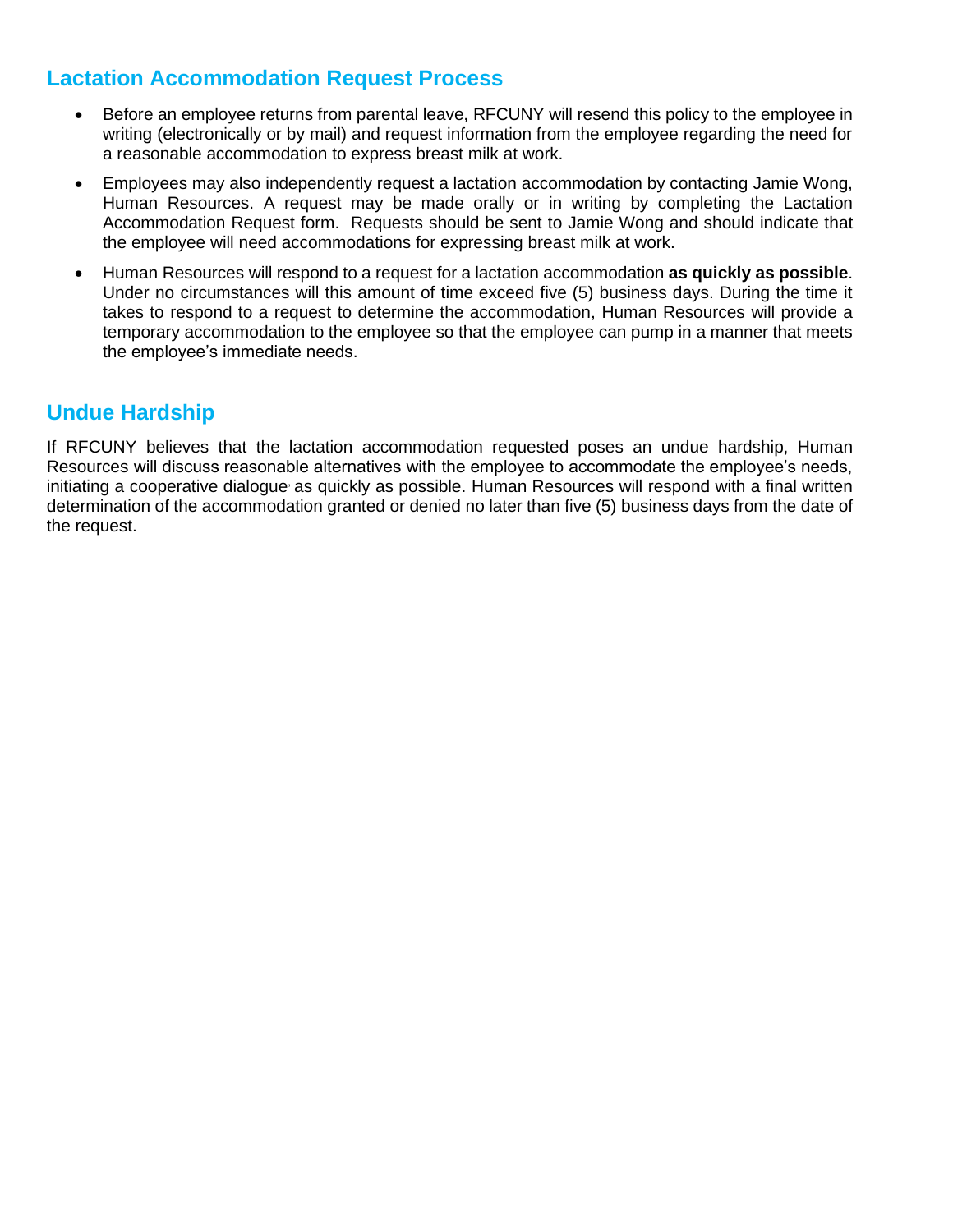## Lactation Accommodation Request Process

- Before an employee returns from parental leave, RFCUNY will resend this policy to the employee in writing (electronically or by mail) and request information from the employee regarding the need for a reasonable accommodation to express breast milk at work.
- Employees may also independently request a lactation accommodation by contacting Jamie Wong, Human Resources. A request may be made orally or in writing by completing the Lactation Accommodation Request form. Requests should be sent to Jamie Wong and should indicate that the employee will need accommodations for expressing breast milk at work.
- Human Resources will respond to a request for a lactation accommodation **as quickly as possible**. Under no circumstances will this amount of time exceed five (5) business days. During the time it takes to respond to a request to determine the accommodation, Human Resources will provide a temporary accommodation to the employee so that the employee can pump in a manner that meets the employee's immediate needs.

## Undue Hardship

If RFCUNY believes that the lactation accommodation requested poses an undue hardship, Human Resources will discuss reasonable alternatives with the employee to accommodate the employee's needs, initiating a cooperative dialogue as quickly as possible. Human Resources will respond with a final written determination of the accommodation granted or denied no later than five (5) business days from the date of the request.